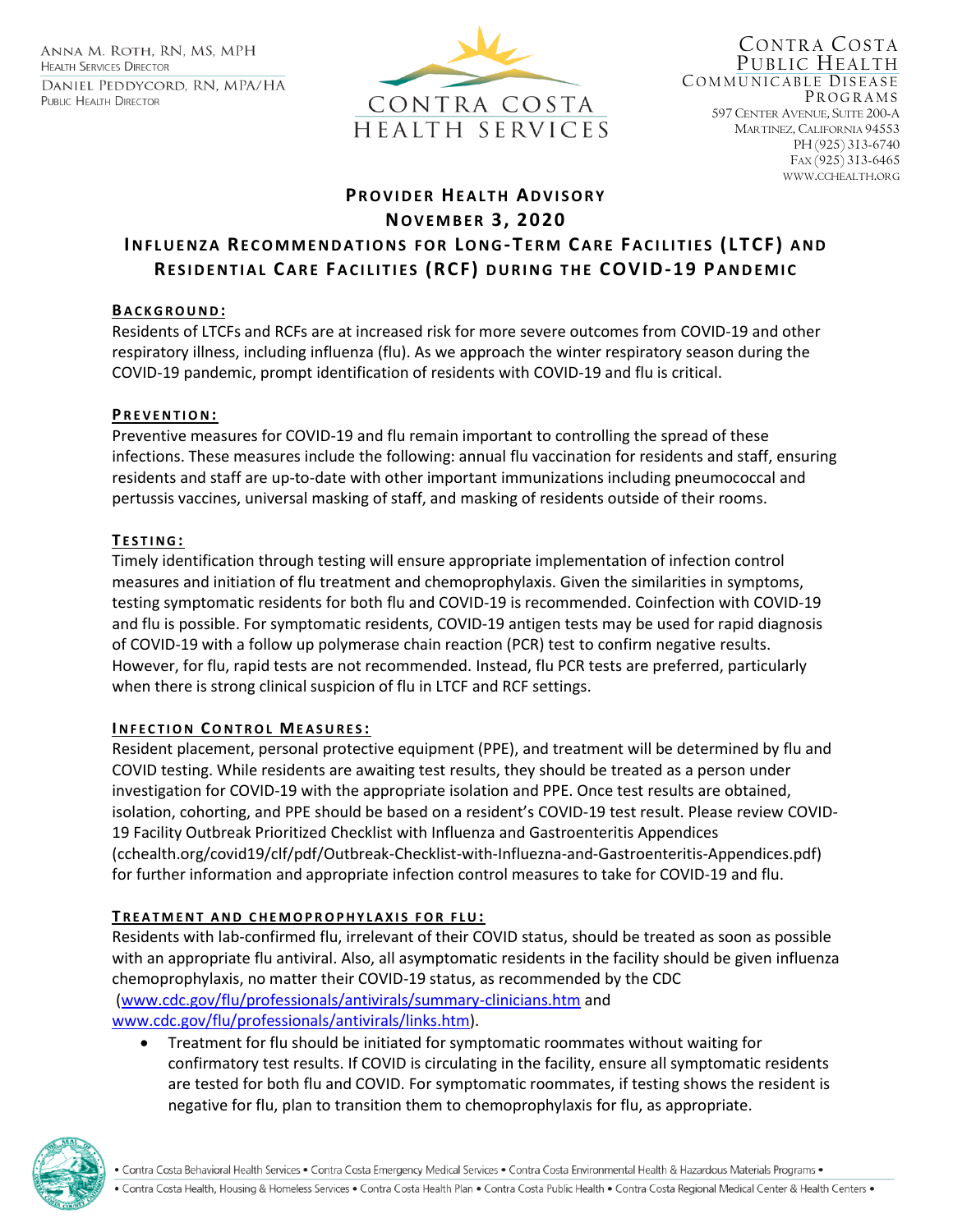Anna M. Roth, RN, MS, MPH
Health Services Director

Daniel Peddycord, RN, MPA/HA
Public Health Director

CONTRA COSTA
HEALTH SERVICES

Contra Costa
Public Health
Communicable Disease
Programs
597 Center Avenue, Suite 200-A
Martinez, California 94553
PH (925) 313-6740
Fax (925) 313-6465
www.cchealth.org

# Provider Health Advisory
## November 3, 2020
## Influenza Recommendations for Long-Term Care Facilities (LTCF) and Residential Care Facilities (RCF) during the COVID-19 Pandemic

### Background:

Residents of LTCFs and RCFs are at increased risk for more severe outcomes from COVID-19 and other respiratory illness, including influenza (flu). As we approach the winter respiratory season during the COVID-19 pandemic, prompt identification of residents with COVID-19 and flu is critical.

### Prevention:

Preventive measures for COVID-19 and flu remain important to controlling the spread of these infections. These measures include the following: annual flu vaccination for residents and staff, ensuring residents and staff are up-to-date with other important immunizations including pneumococcal and pertussis vaccines, universal masking of staff, and masking of residents outside of their rooms.

### Testing:

Timely identification through testing will ensure appropriate implementation of infection control measures and initiation of flu treatment and chemoprophylaxis. Given the similarities in symptoms, testing symptomatic residents for both flu and COVID-19 is recommended. Coinfection with COVID-19 and flu is possible. For symptomatic residents, COVID-19 antigen tests may be used for rapid diagnosis of COVID-19 with a follow up polymerase chain reaction (PCR) test to confirm negative results. However, for flu, rapid tests are not recommended. Instead, flu PCR tests are preferred, particularly when there is strong clinical suspicion of flu in LTCF and RCF settings.

### Infection Control Measures:

Resident placement, personal protective equipment (PPE), and treatment will be determined by flu and COVID testing. While residents are awaiting test results, they should be treated as a person under investigation for COVID-19 with the appropriate isolation and PPE. Once test results are obtained, isolation, cohorting, and PPE should be based on a resident's COVID-19 test result. Please review COVID-19 Facility Outbreak Prioritized Checklist with Influenza and Gastroenteritis Appendices (cchealth.org/covid19/clf/pdf/Outbreak-Checklist-with-Influezna-and-Gastroenteritis-Appendices.pdf) for further information and appropriate infection control measures to take for COVID-19 and flu.

### Treatment and chemoprophylaxis for flu:

Residents with lab-confirmed flu, irrelevant of their COVID status, should be treated as soon as possible with an appropriate flu antiviral. Also, all asymptomatic residents in the facility should be given influenza chemoprophylaxis, no matter their COVID-19 status, as recommended by the CDC (www.cdc.gov/flu/professionals/antivirals/summary-clinicians.htm and www.cdc.gov/flu/professionals/antivirals/links.htm).

- Treatment for flu should be initiated for symptomatic roommates without waiting for confirmatory test results. If COVID is circulating in the facility, ensure all symptomatic residents are tested for both flu and COVID. For symptomatic roommates, if testing shows the resident is negative for flu, plan to transition them to chemoprophylaxis for flu, as appropriate.

• Contra Costa Behavioral Health Services • Contra Costa Emergency Medical Services • Contra Costa Environmental Health & Hazardous Materials Programs •
• Contra Costa Health, Housing & Homeless Services • Contra Costa Health Plan • Contra Costa Public Health • Contra Costa Regional Medical Center & Health Centers •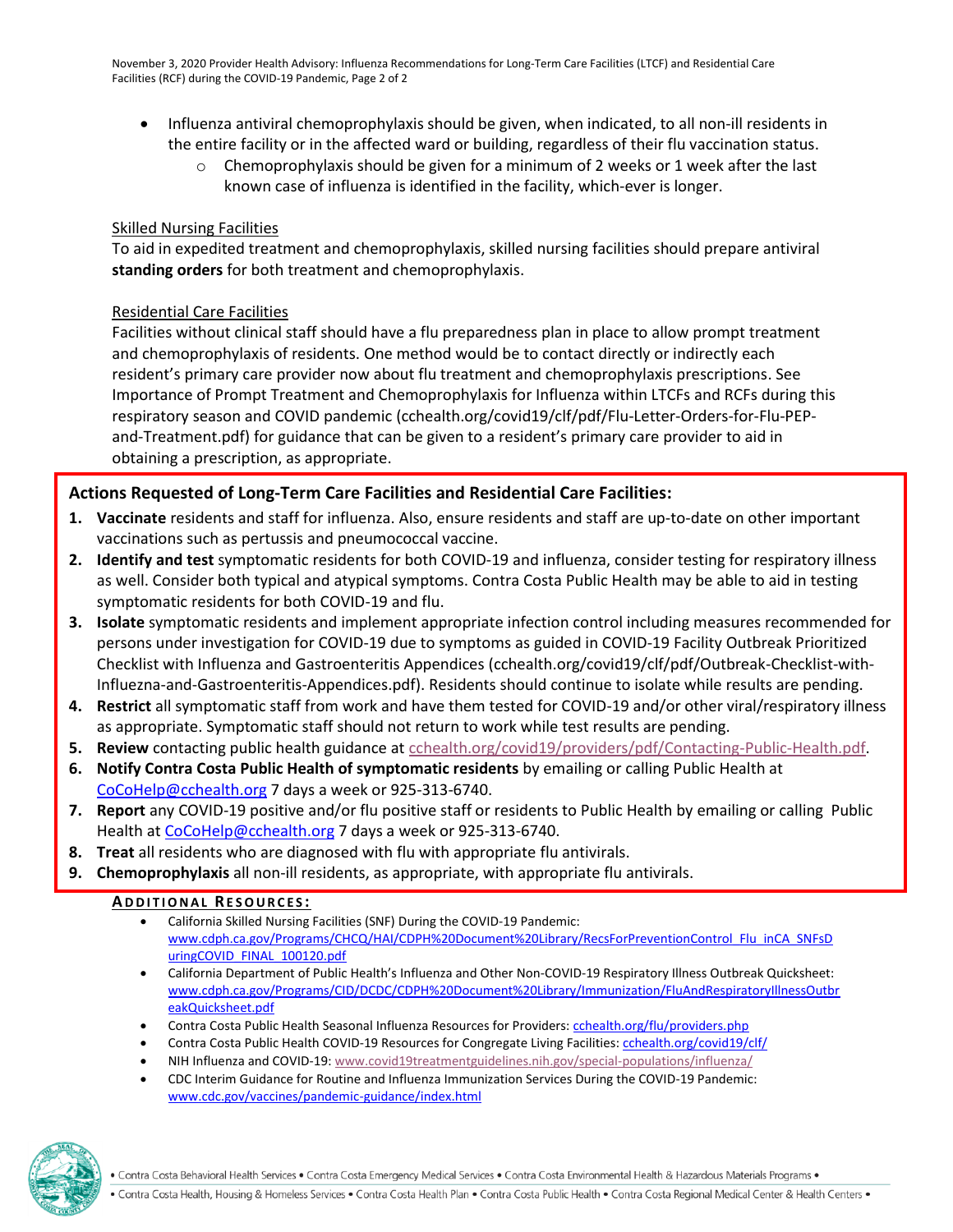- Influenza antiviral chemoprophylaxis should be given, when indicated, to all non-ill residents in the entire facility or in the affected ward or building, regardless of their flu vaccination status.
  - Chemoprophylaxis should be given for a minimum of 2 weeks or 1 week after the last known case of influenza is identified in the facility, which-ever is longer.

Skilled Nursing Facilities

To aid in expedited treatment and chemoprophylaxis, skilled nursing facilities should prepare antiviral **standing orders** for both treatment and chemoprophylaxis.

Residential Care Facilities

Facilities without clinical staff should have a flu preparedness plan in place to allow prompt treatment and chemoprophylaxis of residents. One method would be to contact directly or indirectly each resident's primary care provider now about flu treatment and chemoprophylaxis prescriptions. See Importance of Prompt Treatment and Chemoprophylaxis for Influenza within LTCFs and RCFs during this respiratory season and COVID pandemic (cchealth.org/covid19/clf/pdf/Flu-Letter-Orders-for-Flu-PEP-and-Treatment.pdf) for guidance that can be given to a resident's primary care provider to aid in obtaining a prescription, as appropriate.

**Actions Requested of Long-Term Care Facilities and Residential Care Facilities:**

1. **Vaccinate** residents and staff for influenza. Also, ensure residents and staff are up-to-date on other important vaccinations such as pertussis and pneumococcal vaccine.
2. **Identify and test** symptomatic residents for both COVID-19 and influenza, consider testing for respiratory illness as well. Consider both typical and atypical symptoms. Contra Costa Public Health may be able to aid in testing symptomatic residents for both COVID-19 and flu.
3. **Isolate** symptomatic residents and implement appropriate infection control including measures recommended for persons under investigation for COVID-19 due to symptoms as guided in COVID-19 Facility Outbreak Prioritized Checklist with Influenza and Gastroenteritis Appendices (cchealth.org/covid19/clf/pdf/Outbreak-Checklist-with-Influezna-and-Gastroenteritis-Appendices.pdf). Residents should continue to isolate while results are pending.
4. **Restrict** all symptomatic staff from work and have them tested for COVID-19 and/or other viral/respiratory illness as appropriate. Symptomatic staff should not return to work while test results are pending.
5. **Review** contacting public health guidance at cchealth.org/covid19/providers/pdf/Contacting-Public-Health.pdf.
6. **Notify Contra Costa Public Health of symptomatic residents** by emailing or calling Public Health at CoCoHelp@cchealth.org 7 days a week or 925-313-6740.
7. **Report** any COVID-19 positive and/or flu positive staff or residents to Public Health by emailing or calling Public Health at CoCoHelp@cchealth.org 7 days a week or 925-313-6740.
8. **Treat** all residents who are diagnosed with flu with appropriate flu antivirals.
9. **Chemoprophylaxis** all non-ill residents, as appropriate, with appropriate flu antivirals.

**ADDITIONAL RESOURCES:**

- California Skilled Nursing Facilities (SNF) During the COVID-19 Pandemic: www.cdph.ca.gov/Programs/CHCQ/HAI/CDPH%20Document%20Library/RecsForPreventionControl_Flu_inCA_SNFsDuringCOVID_FINAL_100120.pdf
- California Department of Public Health's Influenza and Other Non-COVID-19 Respiratory Illness Outbreak Quicksheet: www.cdph.ca.gov/Programs/CID/DCDC/CDPH%20Document%20Library/Immunization/FluAndRespiratoryIllnessOutbreakQuicksheet.pdf
- Contra Costa Public Health Seasonal Influenza Resources for Providers: cchealth.org/flu/providers.php
- Contra Costa Public Health COVID-19 Resources for Congregate Living Facilities: cchealth.org/covid19/clf/
- NIH Influenza and COVID-19: www.covid19treatmentguidelines.nih.gov/special-populations/influenza/
- CDC Interim Guidance for Routine and Influenza Immunization Services During the COVID-19 Pandemic: www.cdc.gov/vaccines/pandemic-guidance/index.html